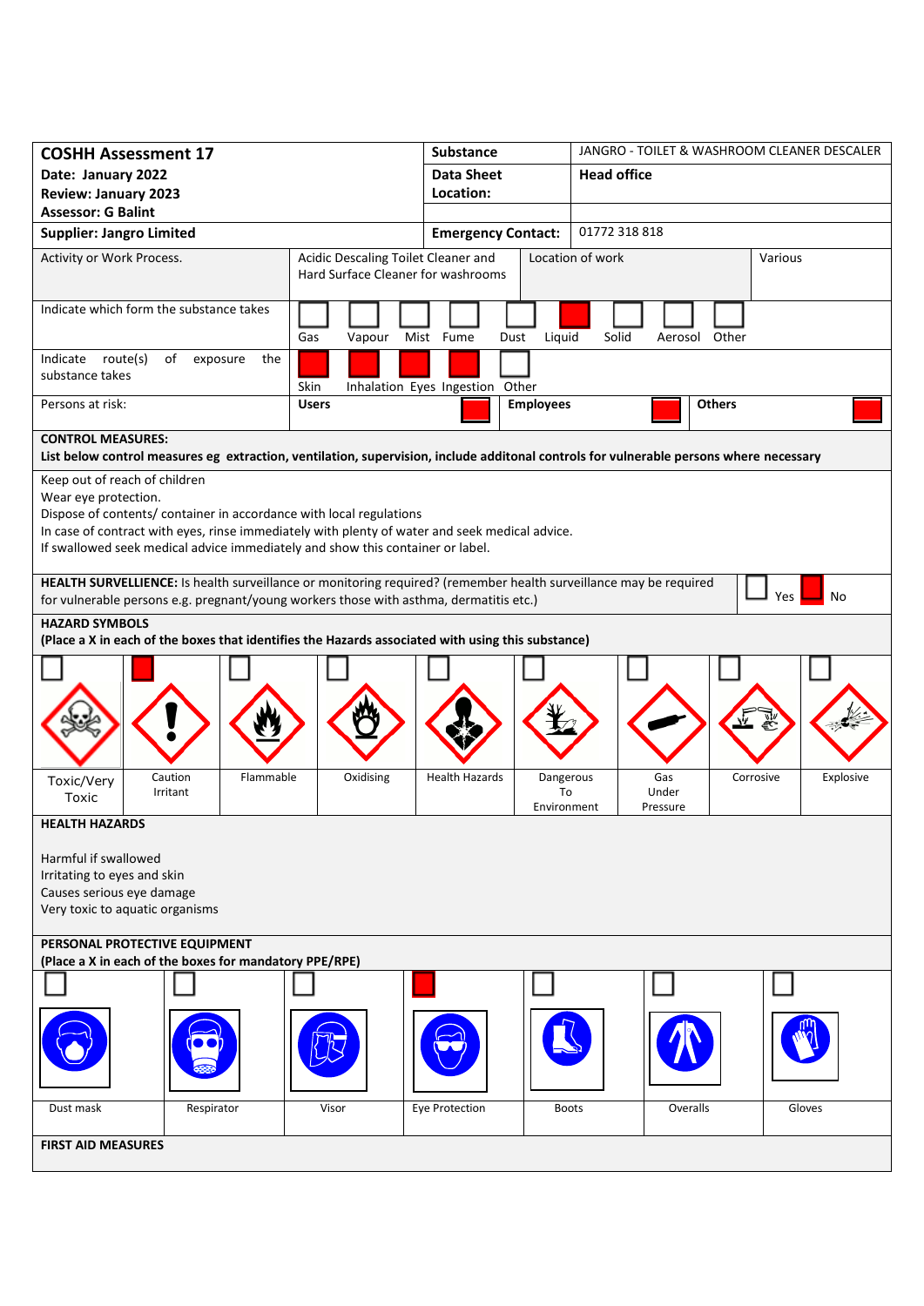| **COSHH Assessment 17** | **Substance** | JANGRO - TOILET & WASHROOM CLEANER DESCALER |
|---|---|---|
| **Date: January 2022** | **Data Sheet** | **Head office** |
| **Review: January 2023** | **Location:** | |
| **Assessor: G Balint** | | |
| **Supplier: Jangro Limited** | **Emergency Contact:** | 01772 318 818 |

| Activity or Work Process. | Acidic Descaling Toilet Cleaner and Hard Surface Cleaner for washrooms | Location of work | Various |
|---|---|---|---|

**Indicate which form the substance takes**

| Gas | Vapour | Mist | Fume | Dust | Liquid | Solid | Aerosol | Other |
|---|---|---|---|---|---|---|---|---|
| ☐ | ☐ | ☐ | ☐ | ☐ | ■ | ☐ | ☐ | ☐ |

**Indicate route(s) of exposure the substance takes**

| Skin | Inhalation | Eyes | Ingestion | Other |
|---|---|---|---|---|
| ■ | ■ | ■ | ■ | ☐ |

**Persons at risk:**

| Users | Employees | Others |
|---|---|---|
| ■ | ■ | ■ |

**CONTROL MEASURES:**
**List below control measures eg extraction, ventilation, supervision, include additonal controls for vulnerable persons where necessary**

Keep out of reach of children
Wear eye protection.
Dispose of contents/ container in accordance with local regulations
In case of contract with eyes, rinse immediately with plenty of water and seek medical advice.
If swallowed seek medical advice immediately and show this container or label.

**HEALTH SURVELLIENCE:** Is health surveillance or monitoring required? (remember health surveillance may be required for vulnerable persons e.g. pregnant/young workers those with asthma, dermatitis etc.) ☐ Yes ■ No

**HAZARD SYMBOLS**
**(Place a X in each of the boxes that identifies the Hazards associated with using this substance)**

| Toxic/Very Toxic | Caution Irritant | Flammable | Oxidising | Health Hazards | Dangerous To Environment | Gas Under Pressure | Corrosive | Explosive |
|---|---|---|---|---|---|---|---|---|
| ☐ | ■ | ☐ | ☐ | ☐ | ☐ | ☐ | ☐ | ☐ |

**HEALTH HAZARDS**

Harmful if swallowed
Irritating to eyes and skin
Causes serious eye damage
Very toxic to aquatic organisms

**PERSONAL PROTECTIVE EQUIPMENT**
**(Place a X in each of the boxes for mandatory PPE/RPE)**

| Dust mask | Respirator | Visor | Eye Protection | Boots | Overalls | Gloves |
|---|---|---|---|---|---|---|
| ☐ | ☐ | ☐ | ■ | ☐ | ☐ | ☐ |

**FIRST AID MEASURES**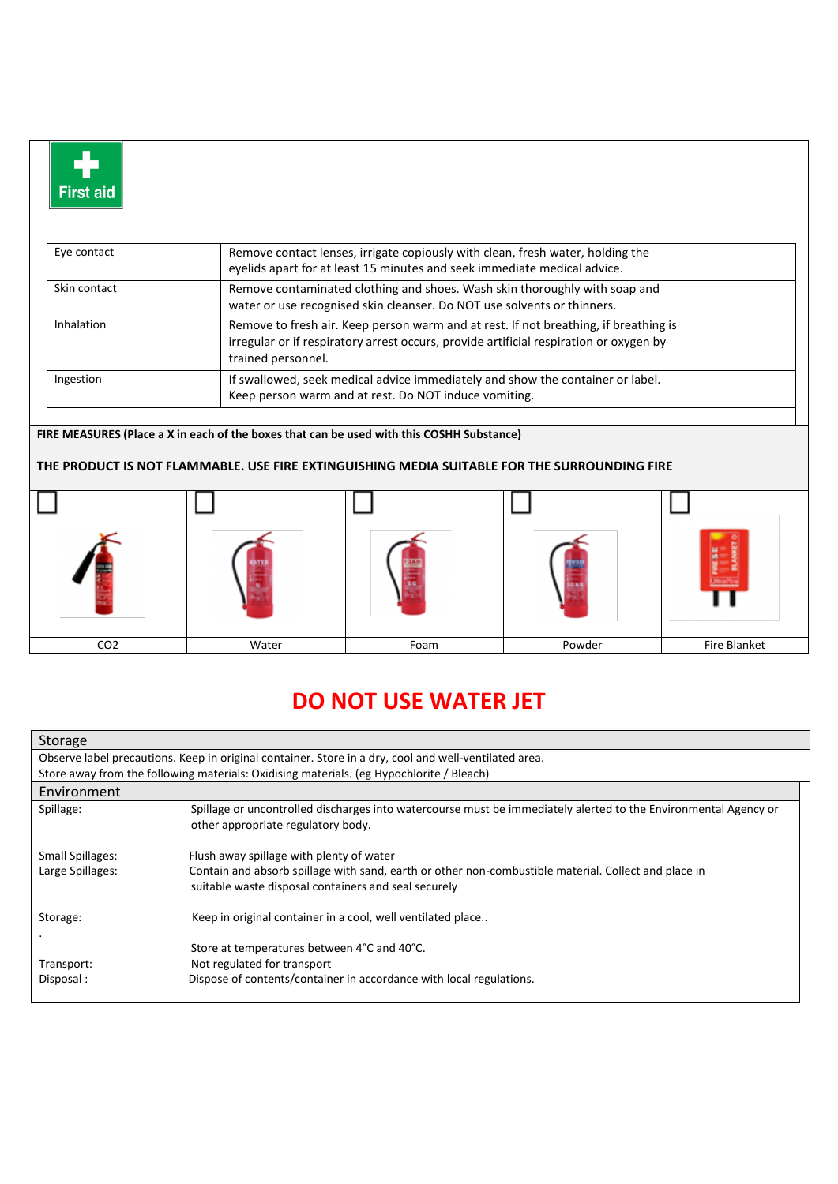First aid

| | |
|---|---|
| Eye contact | Remove contact lenses, irrigate copiously with clean, fresh water, holding the eyelids apart for at least 15 minutes and seek immediate medical advice. |
| Skin contact | Remove contaminated clothing and shoes. Wash skin thoroughly with soap and water or use recognised skin cleanser. Do NOT use solvents or thinners. |
| Inhalation | Remove to fresh air. Keep person warm and at rest. If not breathing, if breathing is irregular or if respiratory arrest occurs, provide artificial respiration or oxygen by trained personnel. |
| Ingestion | If swallowed, seek medical advice immediately and show the container or label. Keep person warm and at rest. Do NOT induce vomiting. |

**FIRE MEASURES (Place a X in each of the boxes that can be used with this COSHH Substance)**

**THE PRODUCT IS NOT FLAMMABLE. USE FIRE EXTINGUISHING MEDIA SUITABLE FOR THE SURROUNDING FIRE**

| | | | | |
|---|---|---|---|---|
| ☐ | ☐ | ☐ | ☐ | ☐ |
| $CO_2$ | Water | Foam | Powder | Fire Blanket |

## DO NOT USE WATER JET

### Storage

Observe label precautions. Keep in original container. Store in a dry, cool and well-ventilated area.
Store away from the following materials: Oxidising materials. (eg Hypochlorite / Bleach)

### Environment

| | |
|---|---|
| Spillage: | Spillage or uncontrolled discharges into watercourse must be immediately alerted to the Environmental Agency or other appropriate regulatory body. |
| Small Spillages: | Flush away spillage with plenty of water |
| Large Spillages: | Contain and absorb spillage with sand, earth or other non-combustible material. Collect and place in suitable waste disposal containers and seal securely |
| Storage: | Keep in original container in a cool, well ventilated place.. |
| . | Store at temperatures between 4°C and 40°C. |
| Transport: | Not regulated for transport |
| Disposal : | Dispose of contents/container in accordance with local regulations. |